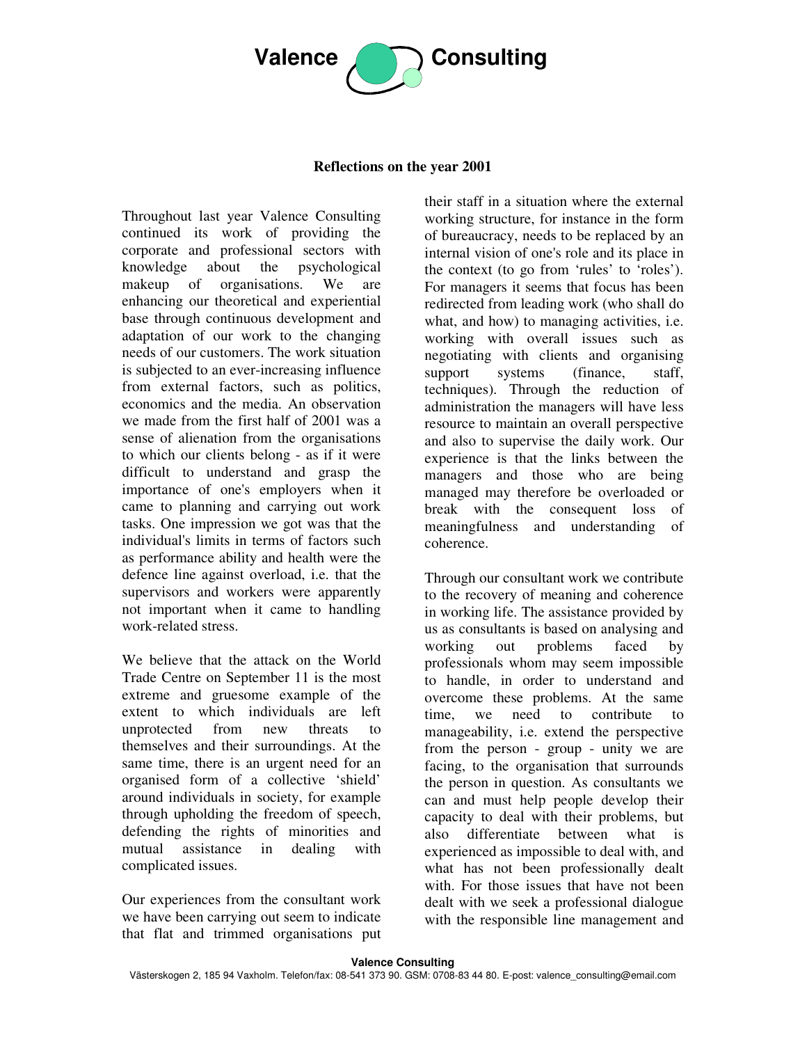# Valence Consulting

**Reflections on the year 2001**

Throughout last year Valence Consulting continued its work of providing the corporate and professional sectors with knowledge about the psychological makeup of organisations. We are enhancing our theoretical and experiential base through continuous development and adaptation of our work to the changing needs of our customers. The work situation is subjected to an ever-increasing influence from external factors, such as politics, economics and the media. An observation we made from the first half of 2001 was a sense of alienation from the organisations to which our clients belong - as if it were difficult to understand and grasp the importance of one's employers when it came to planning and carrying out work tasks. One impression we got was that the individual's limits in terms of factors such as performance ability and health were the defence line against overload, i.e. that the supervisors and workers were apparently not important when it came to handling work-related stress.

We believe that the attack on the World Trade Centre on September 11 is the most extreme and gruesome example of the extent to which individuals are left unprotected from new threats to themselves and their surroundings. At the same time, there is an urgent need for an organised form of a collective 'shield' around individuals in society, for example through upholding the freedom of speech, defending the rights of minorities and mutual assistance in dealing with complicated issues.

Our experiences from the consultant work we have been carrying out seem to indicate that flat and trimmed organisations put their staff in a situation where the external working structure, for instance in the form of bureaucracy, needs to be replaced by an internal vision of one's role and its place in the context (to go from 'rules' to 'roles'). For managers it seems that focus has been redirected from leading work (who shall do what, and how) to managing activities, i.e. working with overall issues such as negotiating with clients and organising support systems (finance, staff, techniques). Through the reduction of administration the managers will have less resource to maintain an overall perspective and also to supervise the daily work. Our experience is that the links between the managers and those who are being managed may therefore be overloaded or break with the consequent loss of meaningfulness and understanding of coherence.

Through our consultant work we contribute to the recovery of meaning and coherence in working life. The assistance provided by us as consultants is based on analysing and working out problems faced by professionals whom may seem impossible to handle, in order to understand and overcome these problems. At the same time, we need to contribute to manageability, i.e. extend the perspective from the person - group - unity we are facing, to the organisation that surrounds the person in question. As consultants we can and must help people develop their capacity to deal with their problems, but also differentiate between what is experienced as impossible to deal with, and what has not been professionally dealt with. For those issues that have not been dealt with we seek a professional dialogue with the responsible line management and

**Valence Consulting**
Västerskogen 2, 185 94 Vaxholm. Telefon/fax: 08-541 373 90. GSM: 0708-83 44 80. E-post: valence_consulting@email.com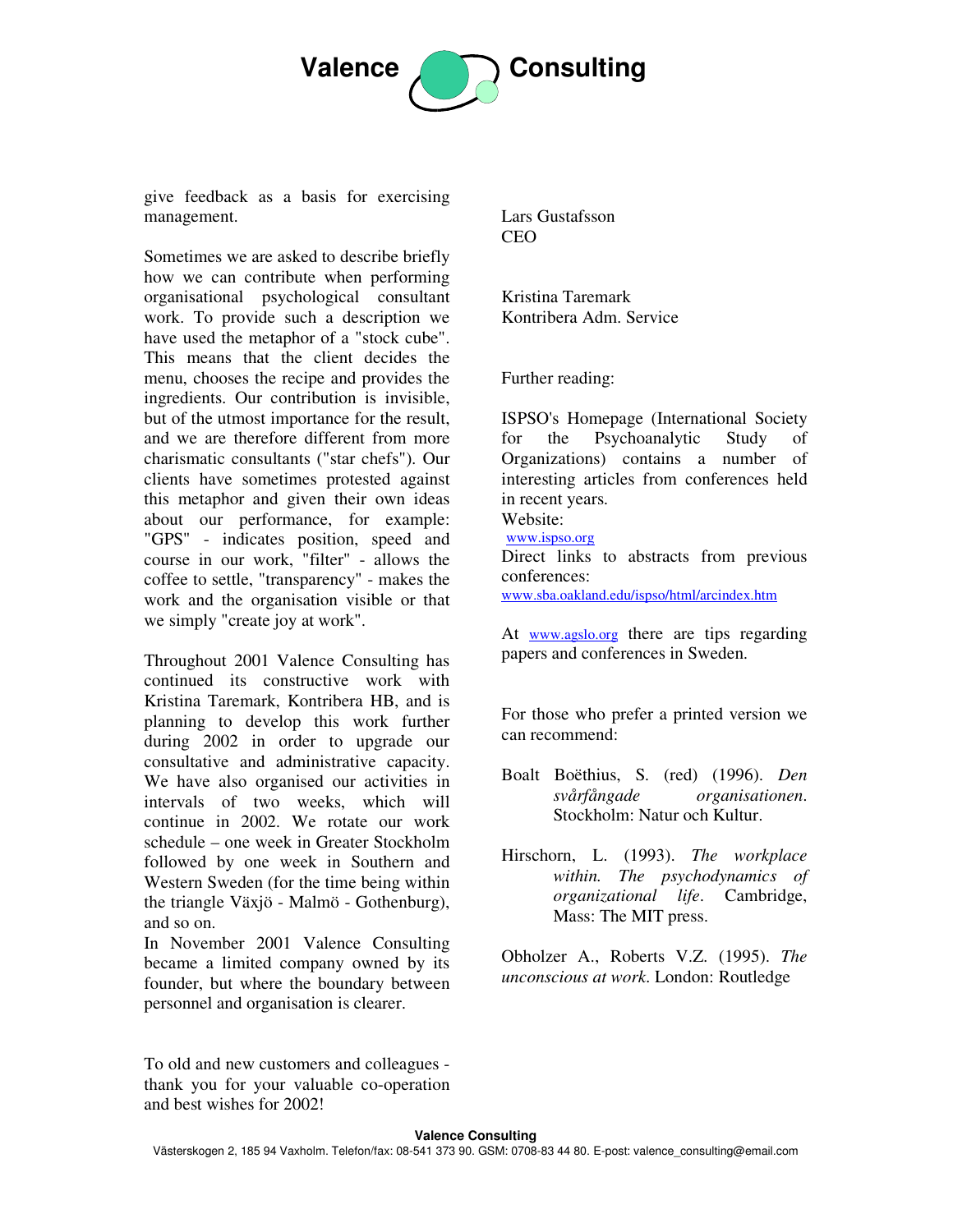give feedback as a basis for exercising management.

Sometimes we are asked to describe briefly how we can contribute when performing organisational psychological consultant work. To provide such a description we have used the metaphor of a "stock cube". This means that the client decides the menu, chooses the recipe and provides the ingredients. Our contribution is invisible, but of the utmost importance for the result, and we are therefore different from more charismatic consultants ("star chefs"). Our clients have sometimes protested against this metaphor and given their own ideas about our performance, for example: "GPS" - indicates position, speed and course in our work, "filter" - allows the coffee to settle, "transparency" - makes the work and the organisation visible or that we simply "create joy at work".

Throughout 2001 Valence Consulting has continued its constructive work with Kristina Taremark, Kontribera HB, and is planning to develop this work further during 2002 in order to upgrade our consultative and administrative capacity. We have also organised our activities in intervals of two weeks, which will continue in 2002. We rotate our work schedule – one week in Greater Stockholm followed by one week in Southern and Western Sweden (for the time being within the triangle Växjö - Malmö - Gothenburg), and so on.
In November 2001 Valence Consulting became a limited company owned by its founder, but where the boundary between personnel and organisation is clearer.

To old and new customers and colleagues - thank you for your valuable co-operation and best wishes for 2002!

Lars Gustafsson
CEO

Kristina Taremark
Kontribera Adm. Service

Further reading:

ISPSO's Homepage (International Society for the Psychoanalytic Study of Organizations) contains a number of interesting articles from conferences held in recent years.
Website:
www.ispso.org
Direct links to abstracts from previous conferences:
www.sba.oakland.edu/ispso/html/arcindex.htm

At www.agslo.org there are tips regarding papers and conferences in Sweden.

For those who prefer a printed version we can recommend:

Boalt Boëthius, S. (red) (1996). *Den svårfångade organisationen*. Stockholm: Natur och Kultur.

Hirschorn, L. (1993). *The workplace within. The psychodynamics of organizational life*. Cambridge, Mass: The MIT press.

Obholzer A., Roberts V.Z. (1995). *The unconscious at work*. London: Routledge